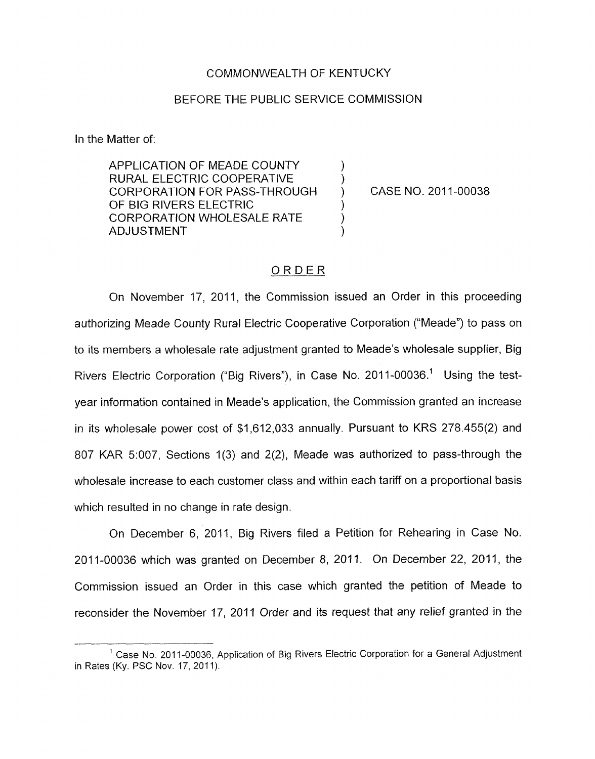COMMONWEALTH OF KENTUCKY

BEFORE THE PUBLIC SERVICE COMMISSION

In the Matter of:

| | | |
|---|---|---|
| APPLICATION OF MEADE COUNTY RURAL ELECTRIC COOPERATIVE CORPORATION FOR PASS-THROUGH OF BIG RIVERS ELECTRIC CORPORATION WHOLESALE RATE ADJUSTMENT | ) | CASE NO. 2011-00038 |

## ORDER

On November 17, 2011, the Commission issued an Order in this proceeding authorizing Meade County Rural Electric Cooperative Corporation ("Meade") to pass on to its members a wholesale rate adjustment granted to Meade's wholesale supplier, Big Rivers Electric Corporation ("Big Rivers"), in Case No. 2011-00036.[1] Using the test-year information contained in Meade's application, the Commission granted an increase in its wholesale power cost of $1,612,033 annually. Pursuant to KRS 278.455(2) and 807 KAR 5:007, Sections 1(3) and 2(2), Meade was authorized to pass-through the wholesale increase to each customer class and within each tariff on a proportional basis which resulted in no change in rate design.

On December 6, 2011, Big Rivers filed a Petition for Rehearing in Case No. 2011-00036 which was granted on December 8, 2011. On December 22, 2011, the Commission issued an Order in this case which granted the petition of Meade to reconsider the November 17, 2011 Order and its request that any relief granted in the

---

[1] Case No. 2011-00036, Application of Big Rivers Electric Corporation for a General Adjustment in Rates (Ky. PSC Nov. 17, 2011).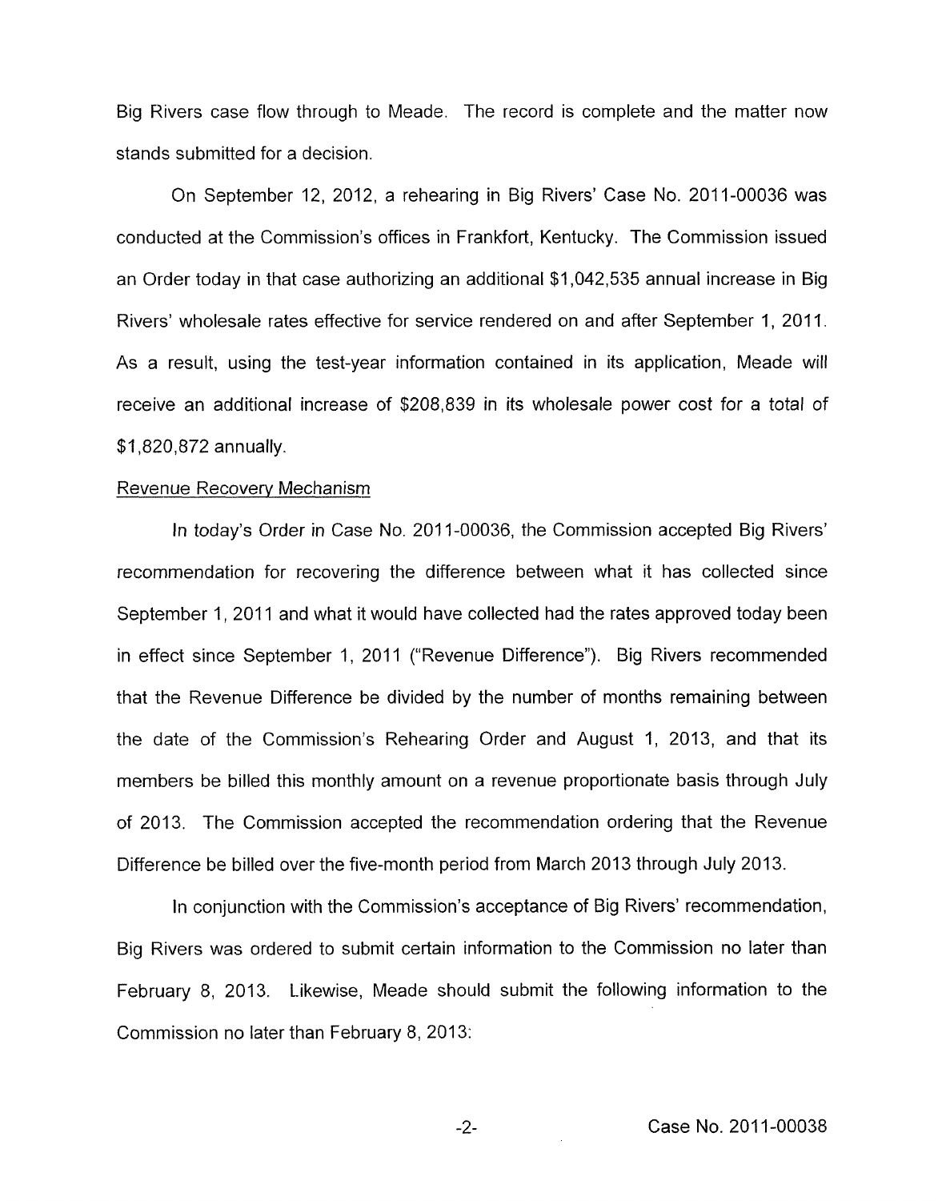Big Rivers case flow through to Meade. The record is complete and the matter now stands submitted for a decision.

On September 12, 2012, a rehearing in Big Rivers' Case No. 2011-00036 was conducted at the Commission's offices in Frankfort, Kentucky. The Commission issued an Order today in that case authorizing an additional $1,042,535 annual increase in Big Rivers' wholesale rates effective for service rendered on and after September 1, 2011. As a result, using the test-year information contained in its application, Meade will receive an additional increase of $208,839 in its wholesale power cost for a total of $1,820,872 annually.

Revenue Recovery Mechanism

In today's Order in Case No. 2011-00036, the Commission accepted Big Rivers' recommendation for recovering the difference between what it has collected since September 1, 2011 and what it would have collected had the rates approved today been in effect since September 1, 2011 ("Revenue Difference"). Big Rivers recommended that the Revenue Difference be divided by the number of months remaining between the date of the Commission's Rehearing Order and August 1, 2013, and that its members be billed this monthly amount on a revenue proportionate basis through July of 2013. The Commission accepted the recommendation ordering that the Revenue Difference be billed over the five-month period from March 2013 through July 2013.

In conjunction with the Commission's acceptance of Big Rivers' recommendation, Big Rivers was ordered to submit certain information to the Commission no later than February 8, 2013. Likewise, Meade should submit the following information to the Commission no later than February 8, 2013: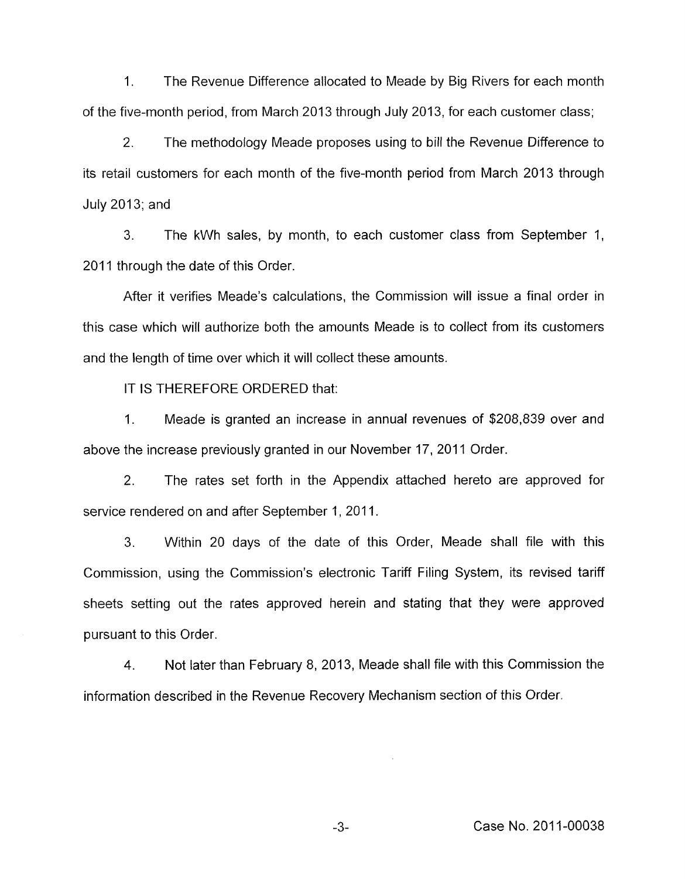1. The Revenue Difference allocated to Meade by Big Rivers for each month of the five-month period, from March 2013 through July 2013, for each customer class;

2. The methodology Meade proposes using to bill the Revenue Difference to its retail customers for each month of the five-month period from March 2013 through July 2013; and

3. The kWh sales, by month, to each customer class from September 1, 2011 through the date of this Order.

After it verifies Meade's calculations, the Commission will issue a final order in this case which will authorize both the amounts Meade is to collect from its customers and the length of time over which it will collect these amounts.

IT IS THEREFORE ORDERED that:

1. Meade is granted an increase in annual revenues of $208,839 over and above the increase previously granted in our November 17, 2011 Order.

2. The rates set forth in the Appendix attached hereto are approved for service rendered on and after September 1, 2011.

3. Within 20 days of the date of this Order, Meade shall file with this Commission, using the Commission's electronic Tariff Filing System, its revised tariff sheets setting out the rates approved herein and stating that they were approved pursuant to this Order.

4. Not later than February 8, 2013, Meade shall file with this Commission the information described in the Revenue Recovery Mechanism section of this Order.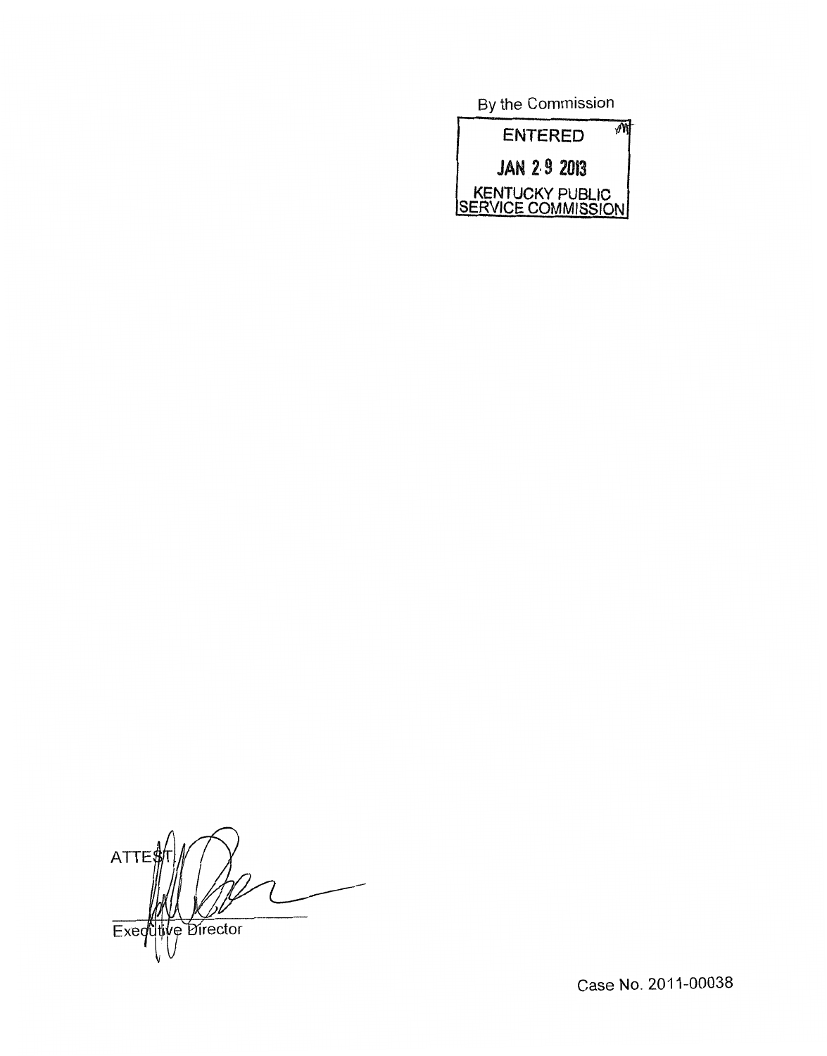By the Commission

ENTERED

JAN 29 2013

KENTUCKY PUBLIC SERVICE COMMISSION

ATTEST

Executive Director

Case No. 2011-00038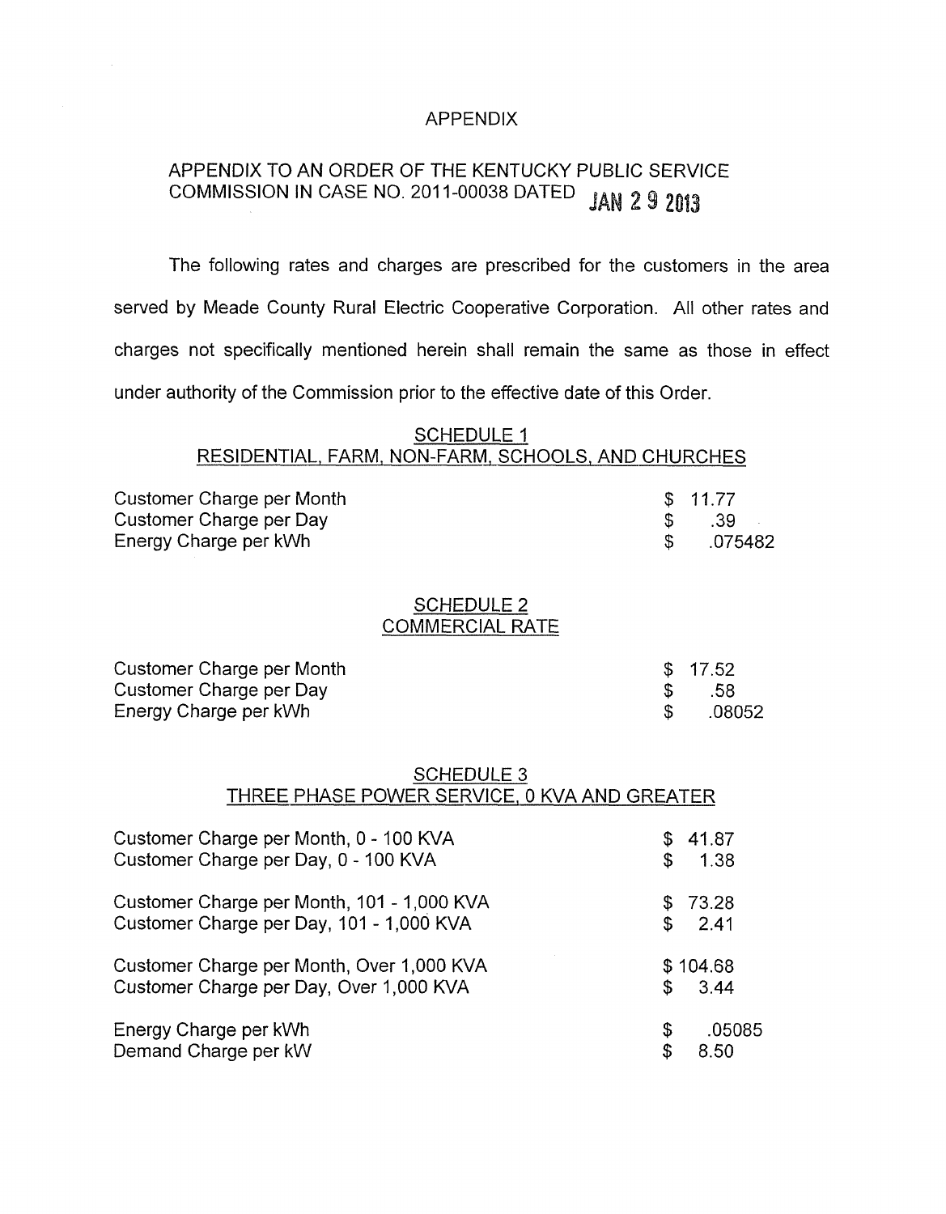# APPENDIX

## APPENDIX TO AN ORDER OF THE KENTUCKY PUBLIC SERVICE COMMISSION IN CASE NO. 2011-00038 DATED JAN 29 2013

The following rates and charges are prescribed for the customers in the area served by Meade County Rural Electric Cooperative Corporation. All other rates and charges not specifically mentioned herein shall remain the same as those in effect under authority of the Commission prior to the effective date of this Order.

### SCHEDULE 1
### RESIDENTIAL, FARM, NON-FARM, SCHOOLS, AND CHURCHES

| | |
|---|---|
| Customer Charge per Month | $ 11.77 |
| Customer Charge per Day | $ .39 |
| Energy Charge per kWh | $ .075482 |

### SCHEDULE 2
### COMMERCIAL RATE

| | |
|---|---|
| Customer Charge per Month | $ 17.52 |
| Customer Charge per Day | $ .58 |
| Energy Charge per kWh | $ .08052 |

### SCHEDULE 3
### THREE PHASE POWER SERVICE, 0 KVA AND GREATER

| | |
|---|---|
| Customer Charge per Month, 0 - 100 KVA | $ 41.87 |
| Customer Charge per Day, 0 - 100 KVA | $ 1.38 |
| Customer Charge per Month, 101 - 1,000 KVA | $ 73.28 |
| Customer Charge per Day, 101 - 1,000 KVA | $ 2.41 |
| Customer Charge per Month, Over 1,000 KVA | $ 104.68 |
| Customer Charge per Day, Over 1,000 KVA | $ 3.44 |
| Energy Charge per kWh | $ .05085 |
| Demand Charge per kW | $ 8.50 |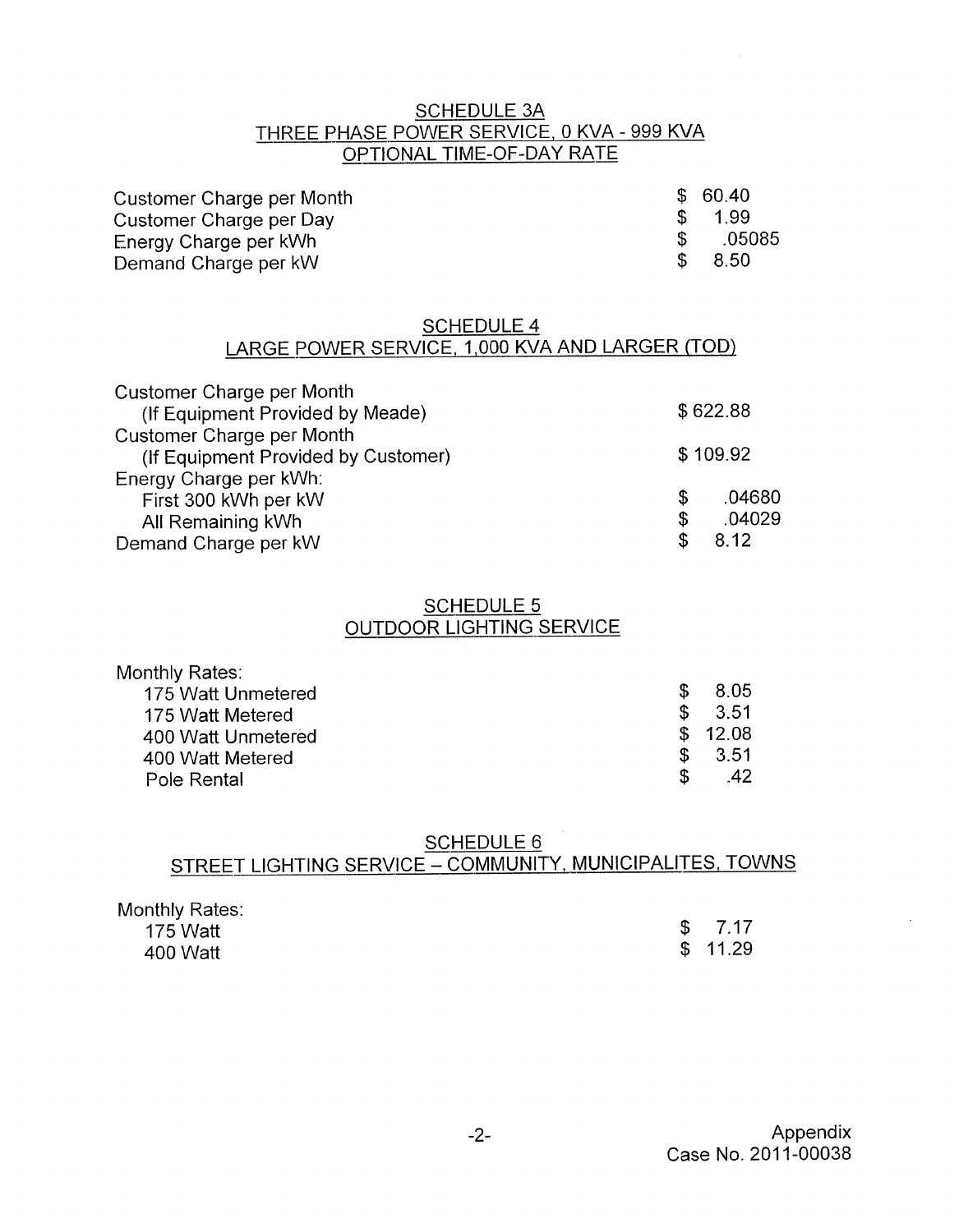## SCHEDULE 3A
## THREE PHASE POWER SERVICE, 0 KVA - 999 KVA
## OPTIONAL TIME-OF-DAY RATE

| | |
|---|---|
| Customer Charge per Month | $ 60.40 |
| Customer Charge per Day | $ 1.99 |
| Energy Charge per kWh | $ .05085 |
| Demand Charge per kW | $ 8.50 |

## SCHEDULE 4
## LARGE POWER SERVICE, 1,000 KVA AND LARGER (TOD)

| | |
|---|---|
| Customer Charge per Month (If Equipment Provided by Meade) | $ 622.88 |
| Customer Charge per Month (If Equipment Provided by Customer) | $ 109.92 |
| Energy Charge per kWh: | |
| First 300 kWh per kW | $ .04680 |
| All Remaining kWh | $ .04029 |
| Demand Charge per kW | $ 8.12 |

## SCHEDULE 5
## OUTDOOR LIGHTING SERVICE

| | |
|---|---|
| Monthly Rates: | |
| 175 Watt Unmetered | $ 8.05 |
| 175 Watt Metered | $ 3.51 |
| 400 Watt Unmetered | $ 12.08 |
| 400 Watt Metered | $ 3.51 |
| Pole Rental | $ .42 |

## SCHEDULE 6
## STREET LIGHTING SERVICE – COMMUNITY, MUNICIPALITES, TOWNS

| | |
|---|---|
| Monthly Rates: | |
| 175 Watt | $ 7.17 |
| 400 Watt | $ 11.29 |

Appendix
Case No. 2011-00038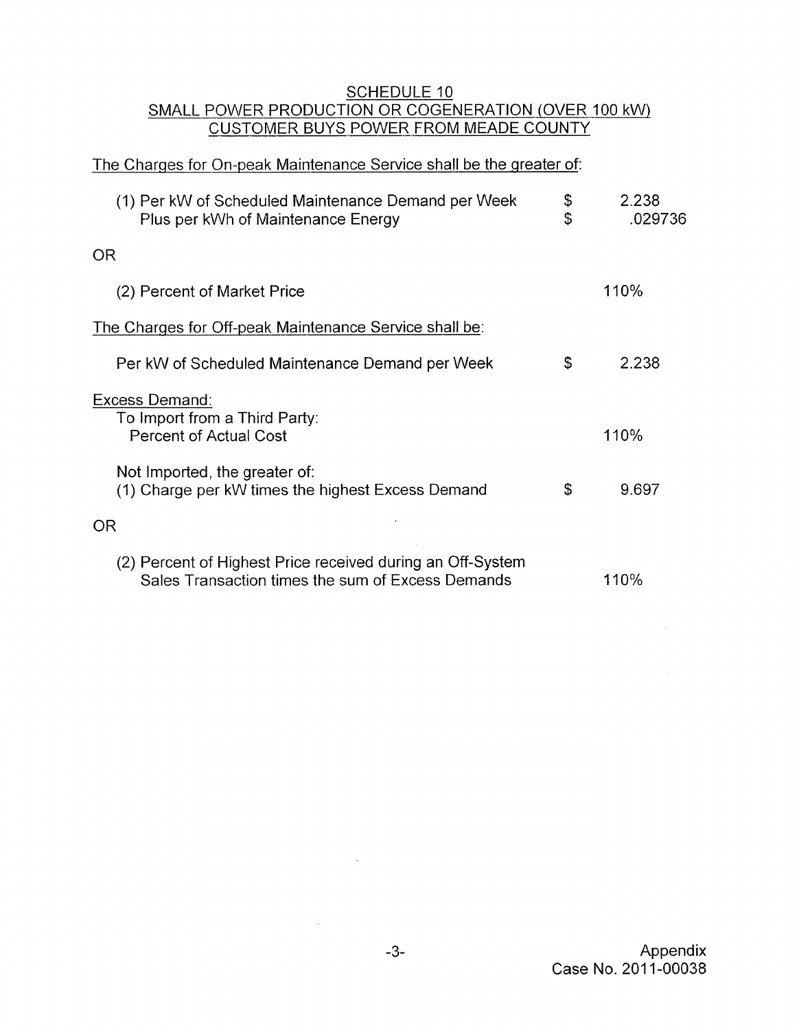## SCHEDULE 10
## SMALL POWER PRODUCTION OR COGENERATION (OVER 100 kW)
## CUSTOMER BUYS POWER FROM MEADE COUNTY

The Charges for On-peak Maintenance Service shall be the greater of:

| | | |
|---|---|---|
| (1) Per kW of Scheduled Maintenance Demand per Week | $ | 2.238 |
| Plus per kWh of Maintenance Energy | $ | .029736 |
| OR | | |
| (2) Percent of Market Price | | 110% |

The Charges for Off-peak Maintenance Service shall be:

| | | |
|---|---|---|
| Per kW of Scheduled Maintenance Demand per Week | $ | 2.238 |

Excess Demand:

| | | |
|---|---|---|
| To Import from a Third Party: Percent of Actual Cost | | 110% |
| Not Imported, the greater of: (1) Charge per kW times the highest Excess Demand | $ | 9.697 |
| OR | | |
| (2) Percent of Highest Price received during an Off-System Sales Transaction times the sum of Excess Demands | | 110% |

Appendix
Case No. 2011-00038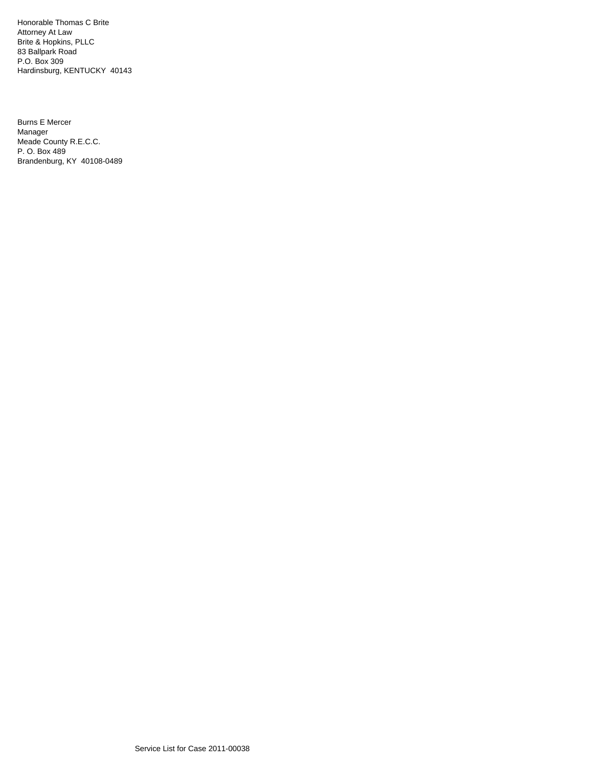Honorable Thomas C Brite
Attorney At Law
Brite & Hopkins, PLLC
83 Ballpark Road
P.O. Box 309
Hardinsburg, KENTUCKY  40143

Burns E Mercer
Manager
Meade County R.E.C.C.
P. O. Box 489
Brandenburg, KY  40108-0489

Service List for Case 2011-00038